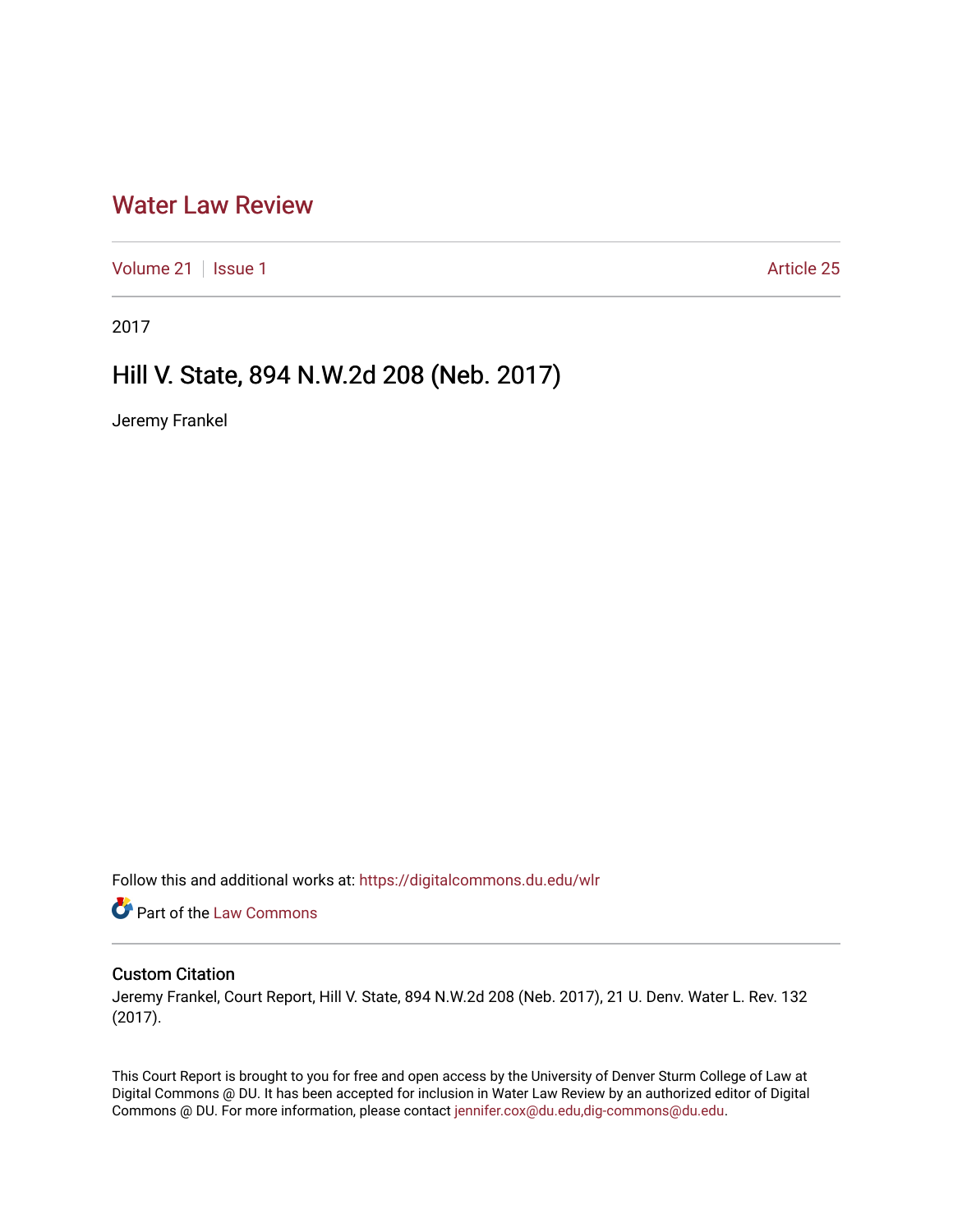# Water Law Review

Volume 21 | Issue 1 | Article 25

2017

## Hill V. State, 894 N.W.2d 208 (Neb. 2017)

Jeremy Frankel

Follow this and additional works at: https://digitalcommons.du.edu/wlr

Part of the Law Commons

### Custom Citation

Jeremy Frankel, Court Report, Hill V. State, 894 N.W.2d 208 (Neb. 2017), 21 U. Denv. Water L. Rev. 132 (2017).

This Court Report is brought to you for free and open access by the University of Denver Sturm College of Law at Digital Commons @ DU. It has been accepted for inclusion in Water Law Review by an authorized editor of Digital Commons @ DU. For more information, please contact jennifer.cox@du.edu,dig-commons@du.edu.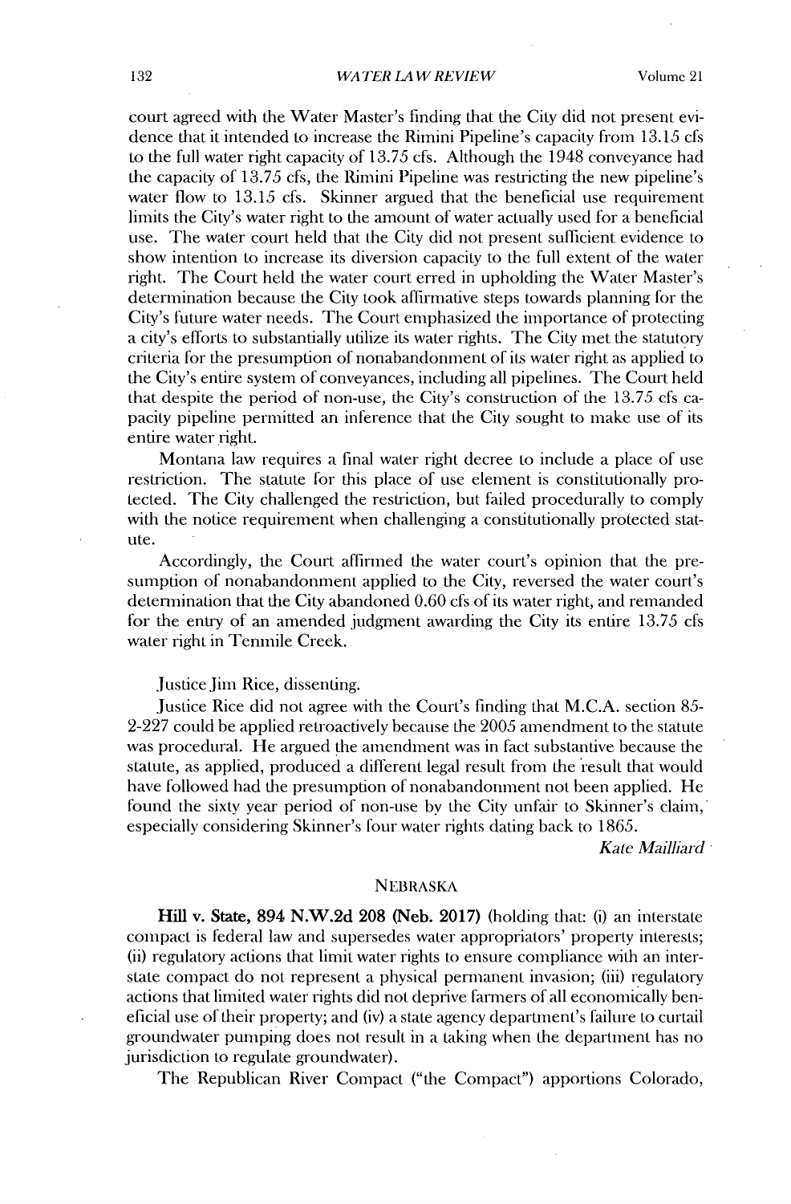court agreed with the Water Master's finding that the City did not present evidence that it intended to increase the Rimini Pipeline's capacity from 13.15 cfs to the full water right capacity of 13.75 cfs. Although the 1948 conveyance had the capacity of 13.75 cfs, the Rimini Pipeline was restricting the new pipeline's water flow to 13.15 cfs. Skinner argued that the beneficial use requirement limits the City's water right to the amount of water actually used for a beneficial use. The water court held that the City did not present sufficient evidence to show intention to increase its diversion capacity to the full extent of the water right. The Court held the water court erred in upholding the Water Master's determination because the City took affirmative steps towards planning for the City's future water needs. The Court emphasized the importance of protecting a city's efforts to substantially utilize its water rights. The City met the statutory criteria for the presumption of nonabandonment of its water right as applied to the City's entire system of conveyances, including all pipelines. The Court held that despite the period of non-use, the City's construction of the 13.75 cfs capacity pipeline permitted an inference that the City sought to make use of its entire water right.

Montana law requires a final water right decree to include a place of use restriction. The statute for this place of use element is constitutionally protected. The City challenged the restriction, but failed procedurally to comply with the notice requirement when challenging a constitutionally protected statute.

Accordingly, the Court affirmed the water court's opinion that the presumption of nonabandonment applied to the City, reversed the water court's determination that the City abandoned 0.60 cfs of its water right, and remanded for the entry of an amended judgment awarding the City its entire 13.75 cfs water right in Tenmile Creek.

Justice Jim Rice, dissenting.

Justice Rice did not agree with the Court's finding that M.C.A. section 85-2-227 could be applied retroactively because the 2005 amendment to the statute was procedural. He argued the amendment was in fact substantive because the statute, as applied, produced a different legal result from the result that would have followed had the presumption of nonabandonment not been applied. He found the sixty year period of non-use by the City unfair to Skinner's claim, especially considering Skinner's four water rights dating back to 1865.

*Kate Mailliard*

## NEBRASKA

**Hill v. State, 894 N.W.2d 208 (Neb. 2017)** (holding that: (i) an interstate compact is federal law and supersedes water appropriators' property interests; (ii) regulatory actions that limit water rights to ensure compliance with an interstate compact do not represent a physical permanent invasion; (iii) regulatory actions that limited water rights did not deprive farmers of all economically beneficial use of their property; and (iv) a state agency department's failure to curtail groundwater pumping does not result in a taking when the department has no jurisdiction to regulate groundwater).

The Republican River Compact ("the Compact") apportions Colorado,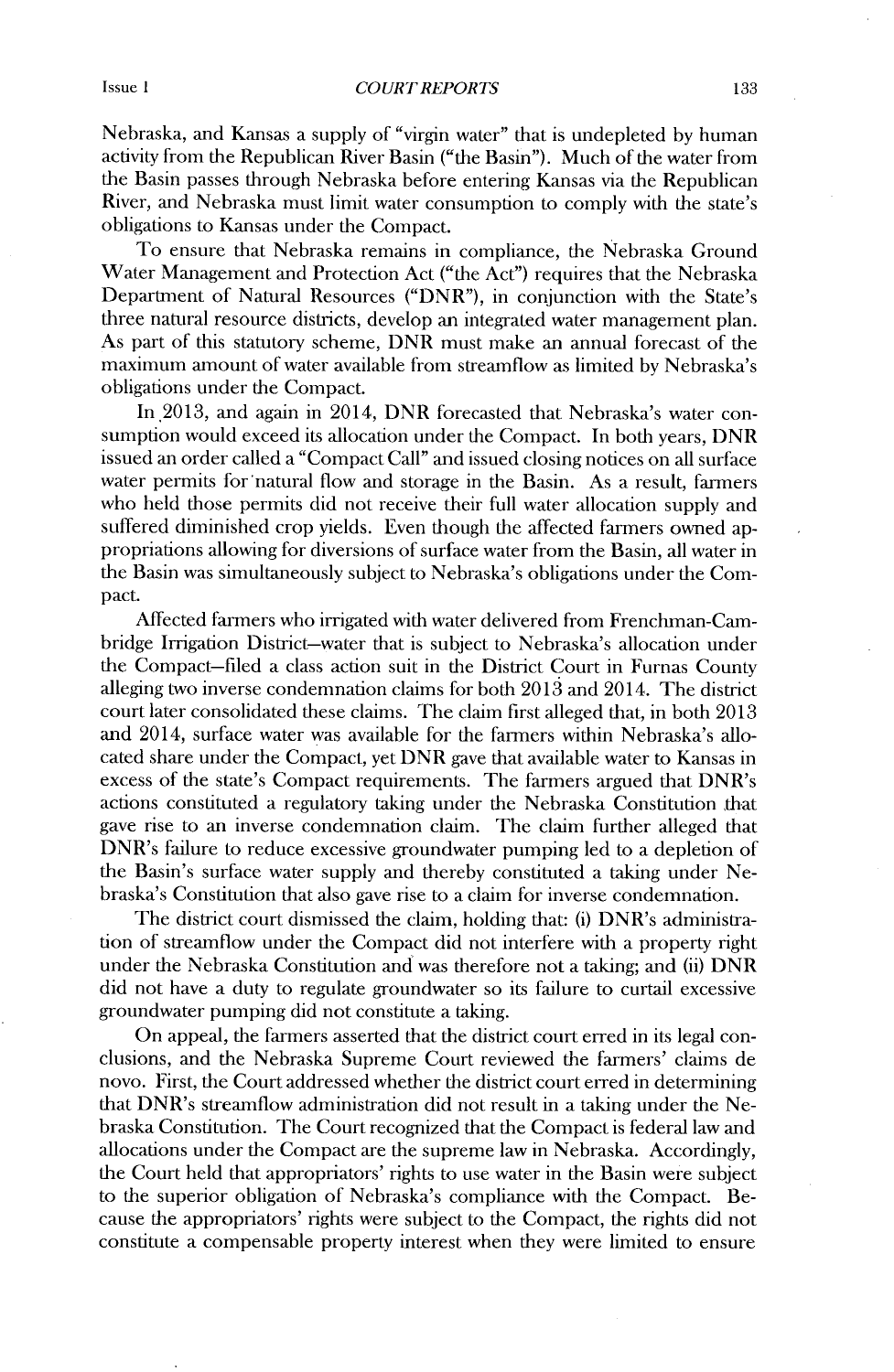Nebraska, and Kansas a supply of "virgin water" that is undepleted by human activity from the Republican River Basin ("the Basin"). Much of the water from the Basin passes through Nebraska before entering Kansas via the Republican River, and Nebraska must limit water consumption to comply with the state's obligations to Kansas under the Compact.

To ensure that Nebraska remains in compliance, the Nebraska Ground Water Management and Protection Act ("the Act") requires that the Nebraska Department of Natural Resources ("DNR"), in conjunction with the State's three natural resource districts, develop an integrated water management plan. As part of this statutory scheme, DNR must make an annual forecast of the maximum amount of water available from streamflow as limited by Nebraska's obligations under the Compact.

In 2013, and again in 2014, DNR forecasted that Nebraska's water consumption would exceed its allocation under the Compact. In both years, DNR issued an order called a "Compact Call" and issued closing notices on all surface water permits for natural flow and storage in the Basin. As a result, farmers who held those permits did not receive their full water allocation supply and suffered diminished crop yields. Even though the affected farmers owned appropriations allowing for diversions of surface water from the Basin, all water in the Basin was simultaneously subject to Nebraska's obligations under the Compact.

Affected farmers who irrigated with water delivered from Frenchman-Cambridge Irrigation District–water that is subject to Nebraska's allocation under the Compact–filed a class action suit in the District Court in Furnas County alleging two inverse condemnation claims for both 2013 and 2014. The district court later consolidated these claims. The claim first alleged that, in both 2013 and 2014, surface water was available for the farmers within Nebraska's allocated share under the Compact, yet DNR gave that available water to Kansas in excess of the state's Compact requirements. The farmers argued that DNR's actions constituted a regulatory taking under the Nebraska Constitution that gave rise to an inverse condemnation claim. The claim further alleged that DNR's failure to reduce excessive groundwater pumping led to a depletion of the Basin's surface water supply and thereby constituted a taking under Nebraska's Constitution that also gave rise to a claim for inverse condemnation.

The district court dismissed the claim, holding that: (i) DNR's administration of streamflow under the Compact did not interfere with a property right under the Nebraska Constitution and was therefore not a taking; and (ii) DNR did not have a duty to regulate groundwater so its failure to curtail excessive groundwater pumping did not constitute a taking.

On appeal, the farmers asserted that the district court erred in its legal conclusions, and the Nebraska Supreme Court reviewed the farmers' claims de novo. First, the Court addressed whether the district court erred in determining that DNR's streamflow administration did not result in a taking under the Nebraska Constitution. The Court recognized that the Compact is federal law and allocations under the Compact are the supreme law in Nebraska. Accordingly, the Court held that appropriators' rights to use water in the Basin were subject to the superior obligation of Nebraska's compliance with the Compact. Because the appropriators' rights were subject to the Compact, the rights did not constitute a compensable property interest when they were limited to ensure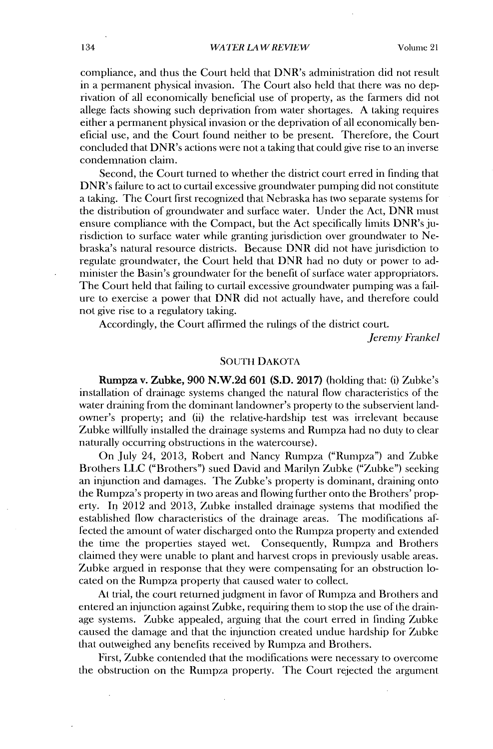compliance, and thus the Court held that DNR's administration did not result in a permanent physical invasion. The Court also held that there was no deprivation of all economically beneficial use of property, as the farmers did not allege facts showing such deprivation from water shortages. A taking requires either a permanent physical invasion or the deprivation of all economically beneficial use, and the Court found neither to be present. Therefore, the Court concluded that DNR's actions were not a taking that could give rise to an inverse condemnation claim.

Second, the Court turned to whether the district court erred in finding that DNR's failure to act to curtail excessive groundwater pumping did not constitute a taking. The Court first recognized that Nebraska has two separate systems for the distribution of groundwater and surface water. Under the Act, DNR must ensure compliance with the Compact, but the Act specifically limits DNR's jurisdiction to surface water while granting jurisdiction over groundwater to Nebraska's natural resource districts. Because DNR did not have jurisdiction to regulate groundwater, the Court held that DNR had no duty or power to administer the Basin's groundwater for the benefit of surface water appropriators. The Court held that failing to curtail excessive groundwater pumping was a failure to exercise a power that DNR did not actually have, and therefore could not give rise to a regulatory taking.

Accordingly, the Court affirmed the rulings of the district court.

*Jeremy Frankel*

## SOUTH DAKOTA

**Rumpza v. Zubke, 900 N.W.2d 601 (S.D. 2017)** (holding that: (i) Zubke's installation of drainage systems changed the natural flow characteristics of the water draining from the dominant landowner's property to the subservient landowner's property; and (ii) the relative-hardship test was irrelevant because Zubke willfully installed the drainage systems and Rumpza had no duty to clear naturally occurring obstructions in the watercourse).

On July 24, 2013, Robert and Nancy Rumpza ("Rumpza") and Zubke Brothers LLC ("Brothers") sued David and Marilyn Zubke ("Zubke") seeking an injunction and damages. The Zubke's property is dominant, draining onto the Rumpza's property in two areas and flowing further onto the Brothers' property. In 2012 and 2013, Zubke installed drainage systems that modified the established flow characteristics of the drainage areas. The modifications affected the amount of water discharged onto the Rumpza property and extended the time the properties stayed wet. Consequently, Rumpza and Brothers claimed they were unable to plant and harvest crops in previously usable areas. Zubke argued in response that they were compensating for an obstruction located on the Rumpza property that caused water to collect.

At trial, the court returned judgment in favor of Rumpza and Brothers and entered an injunction against Zubke, requiring them to stop the use of the drainage systems. Zubke appealed, arguing that the court erred in finding Zubke caused the damage and that the injunction created undue hardship for Zubke that outweighed any benefits received by Rumpza and Brothers.

First, Zubke contended that the modifications were necessary to overcome the obstruction on the Rumpza property. The Court rejected the argument